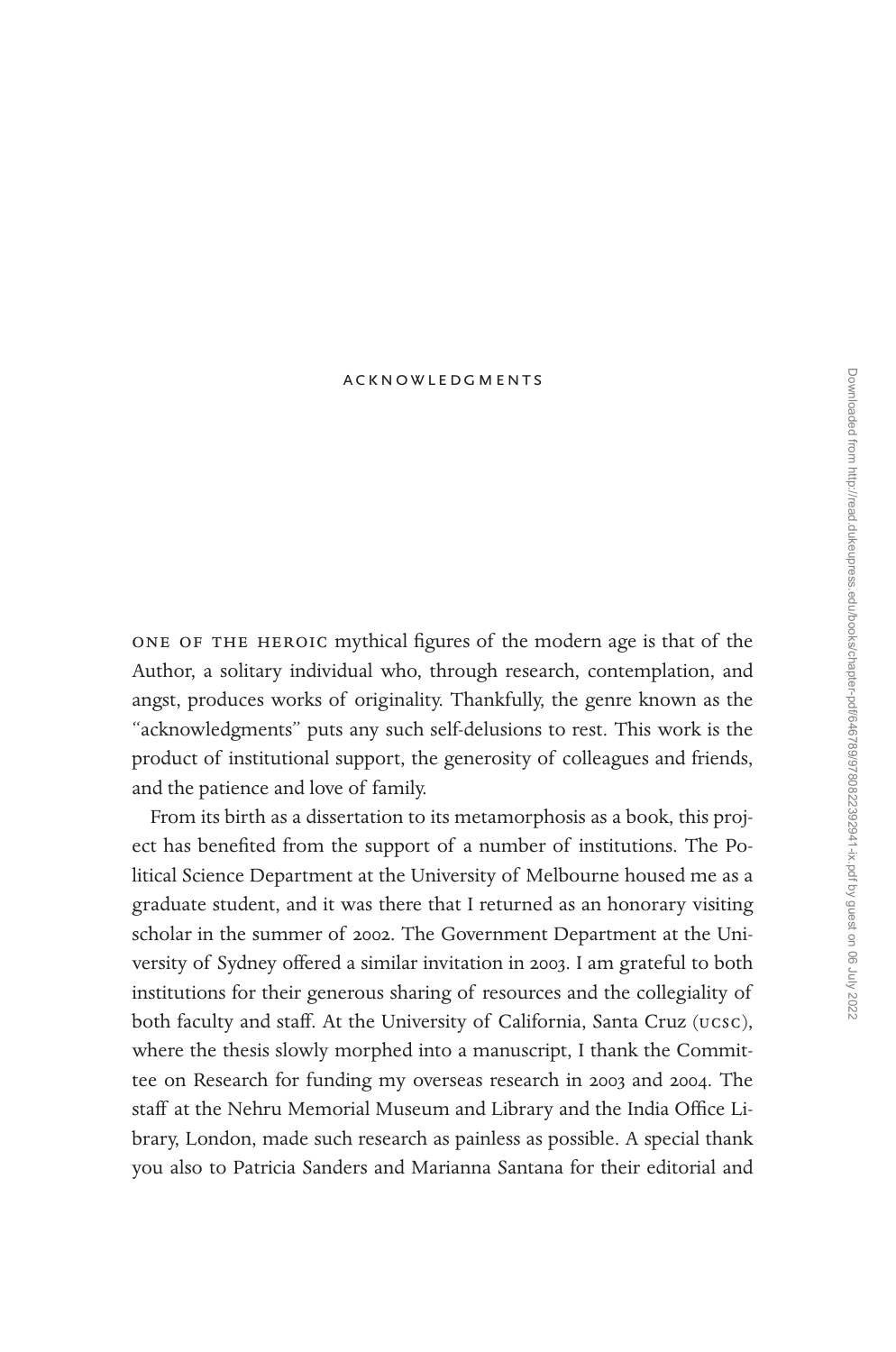# ACKNOWLEDGMENTS

ONE OF THE HEROIC mythical figures of the modern age is that of the Author, a solitary individual who, through research, contemplation, and angst, produces works of originality. Thankfully, the genre known as the "acknowledgments" puts any such self-delusions to rest. This work is the product of institutional support, the generosity of colleagues and friends, and the patience and love of family.

From its birth as a dissertation to its metamorphosis as a book, this project has benefited from the support of a number of institutions. The Political Science Department at the University of Melbourne housed me as a graduate student, and it was there that I returned as an honorary visiting scholar in the summer of 2002. The Government Department at the University of Sydney offered a similar invitation in 2003. I am grateful to both institutions for their generous sharing of resources and the collegiality of both faculty and staff. At the University of California, Santa Cruz (UCSC), where the thesis slowly morphed into a manuscript, I thank the Committee on Research for funding my overseas research in 2003 and 2004. The staff at the Nehru Memorial Museum and Library and the India Office Library, London, made such research as painless as possible. A special thank you also to Patricia Sanders and Marianna Santana for their editorial and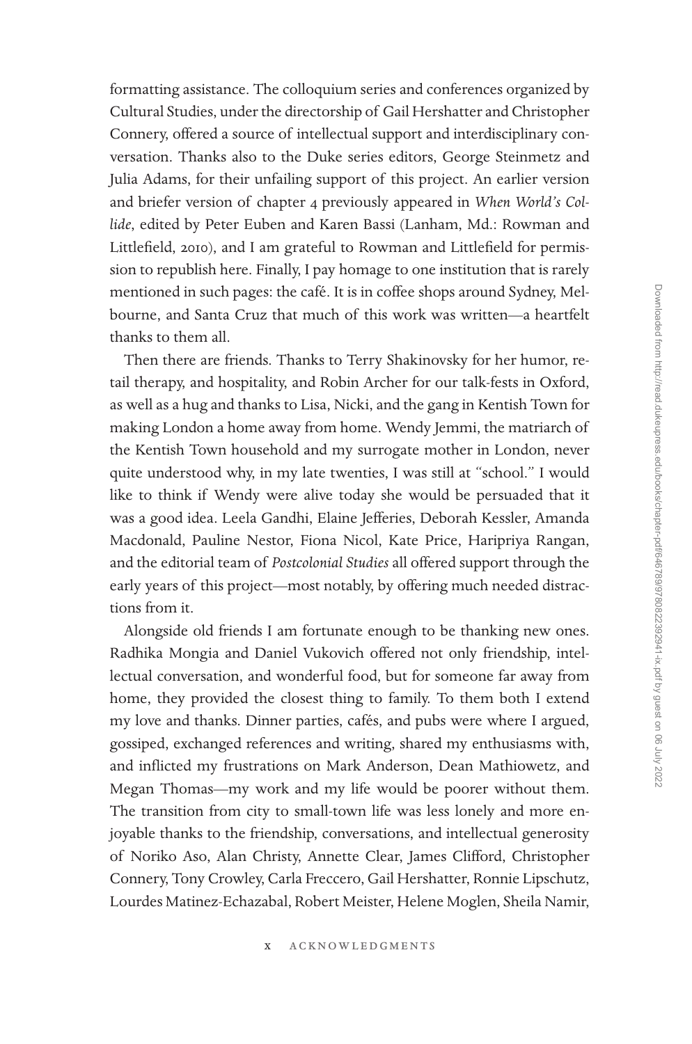formatting assistance. The colloquium series and conferences organized by Cultural Studies, under the directorship of Gail Hershatter and Christopher Connery, offered a source of intellectual support and interdisciplinary conversation. Thanks also to the Duke series editors, George Steinmetz and Julia Adams, for their unfailing support of this project. An earlier version and briefer version of chapter 4 previously appeared in *When World's Collide*, edited by Peter Euben and Karen Bassi (Lanham, Md.: Rowman and Littlefield, 2010), and I am grateful to Rowman and Littlefield for permission to republish here. Finally, I pay homage to one institution that is rarely mentioned in such pages: the café. It is in coffee shops around Sydney, Melbourne, and Santa Cruz that much of this work was written—a heartfelt thanks to them all.

Then there are friends. Thanks to Terry Shakinovsky for her humor, retail therapy, and hospitality, and Robin Archer for our talk-fests in Oxford, as well as a hug and thanks to Lisa, Nicki, and the gang in Kentish Town for making London a home away from home. Wendy Jemmi, the matriarch of the Kentish Town household and my surrogate mother in London, never quite understood why, in my late twenties, I was still at "school." I would like to think if Wendy were alive today she would be persuaded that it was a good idea. Leela Gandhi, Elaine Jefferies, Deborah Kessler, Amanda Macdonald, Pauline Nestor, Fiona Nicol, Kate Price, Haripriya Rangan, and the editorial team of *Postcolonial Studies* all offered support through the early years of this project—most notably, by offering much needed distractions from it.

Alongside old friends I am fortunate enough to be thanking new ones. Radhika Mongia and Daniel Vukovich offered not only friendship, intellectual conversation, and wonderful food, but for someone far away from home, they provided the closest thing to family. To them both I extend my love and thanks. Dinner parties, cafés, and pubs were where I argued, gossiped, exchanged references and writing, shared my enthusiasms with, and inflicted my frustrations on Mark Anderson, Dean Mathiowetz, and Megan Thomas—my work and my life would be poorer without them. The transition from city to small-town life was less lonely and more enjoyable thanks to the friendship, conversations, and intellectual generosity of Noriko Aso, Alan Christy, Annette Clear, James Clifford, Christopher Connery, Tony Crowley, Carla Freccero, Gail Hershatter, Ronnie Lipschutz, Lourdes Matinez-Echazabal, Robert Meister, Helene Moglen, Sheila Namir,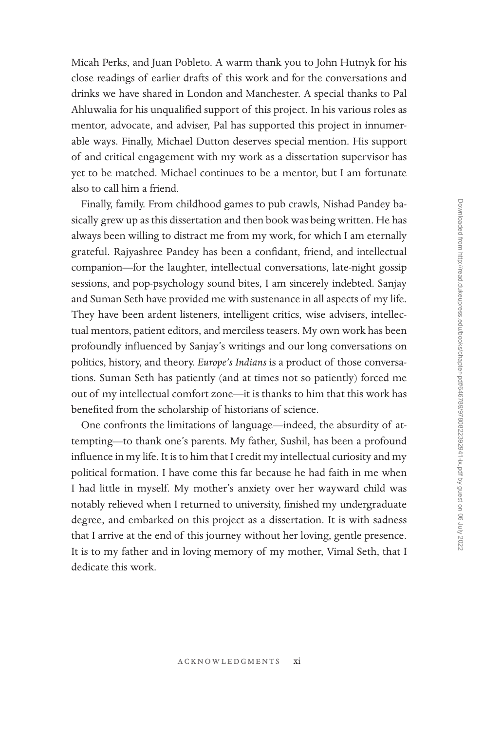Micah Perks, and Juan Pobleto. A warm thank you to John Hutnyk for his close readings of earlier drafts of this work and for the conversations and drinks we have shared in London and Manchester. A special thanks to Pal Ahluwalia for his unqualified support of this project. In his various roles as mentor, advocate, and adviser, Pal has supported this project in innumerable ways. Finally, Michael Dutton deserves special mention. His support of and critical engagement with my work as a dissertation supervisor has yet to be matched. Michael continues to be a mentor, but I am fortunate also to call him a friend.

Finally, family. From childhood games to pub crawls, Nishad Pandey basically grew up as this dissertation and then book was being written. He has always been willing to distract me from my work, for which I am eternally grateful. Rajyashree Pandey has been a confidant, friend, and intellectual companion—for the laughter, intellectual conversations, late-night gossip sessions, and pop-psychology sound bites, I am sincerely indebted. Sanjay and Suman Seth have provided me with sustenance in all aspects of my life. They have been ardent listeners, intelligent critics, wise advisers, intellectual mentors, patient editors, and merciless teasers. My own work has been profoundly influenced by Sanjay's writings and our long conversations on politics, history, and theory. *Europe's Indians* is a product of those conversations. Suman Seth has patiently (and at times not so patiently) forced me out of my intellectual comfort zone—it is thanks to him that this work has benefited from the scholarship of historians of science.

One confronts the limitations of language—indeed, the absurdity of attempting—to thank one's parents. My father, Sushil, has been a profound influence in my life. It is to him that I credit my intellectual curiosity and my political formation. I have come this far because he had faith in me when I had little in myself. My mother's anxiety over her wayward child was notably relieved when I returned to university, finished my undergraduate degree, and embarked on this project as a dissertation. It is with sadness that I arrive at the end of this journey without her loving, gentle presence. It is to my father and in loving memory of my mother, Vimal Seth, that I dedicate this work.